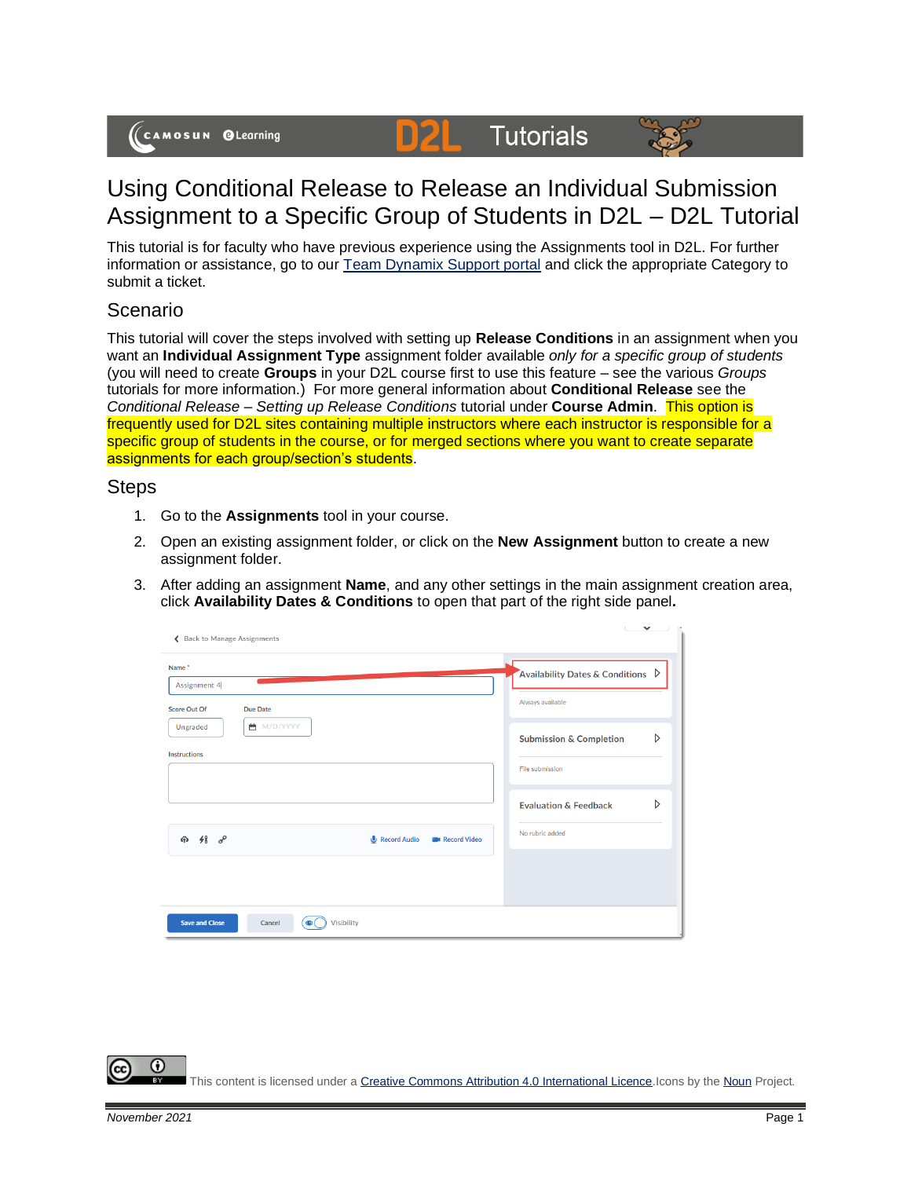# Using Conditional Release to Release an Individual Submission Assignment to a Specific Group of Students in D2L – D2L Tutorial

This tutorial is for faculty who have previous experience using the Assignments tool in D2L. For further information or assistance, go to our Team Dynamix Support portal and click the appropriate Category to submit a ticket.

## Scenario

This tutorial will cover the steps involved with setting up **Release Conditions** in an assignment when you want an **Individual Assignment Type** assignment folder available *only for a specific group of students* (you will need to create **Groups** in your D2L course first to use this feature – see the various *Groups* tutorials for more information.) For more general information about **Conditional Release** see the *Conditional Release – Setting up Release Conditions* tutorial under **Course Admin**. This option is frequently used for D2L sites containing multiple instructors where each instructor is responsible for a specific group of students in the course, or for merged sections where you want to create separate assignments for each group/section's students.

## Steps

1. Go to the **Assignments** tool in your course.
2. Open an existing assignment folder, or click on the **New Assignment** button to create a new assignment folder.
3. After adding an assignment **Name**, and any other settings in the main assignment creation area, click **Availability Dates & Conditions** to open that part of the right side panel.

This content is licensed under a Creative Commons Attribution 4.0 International Licence. Icons by the Noun Project.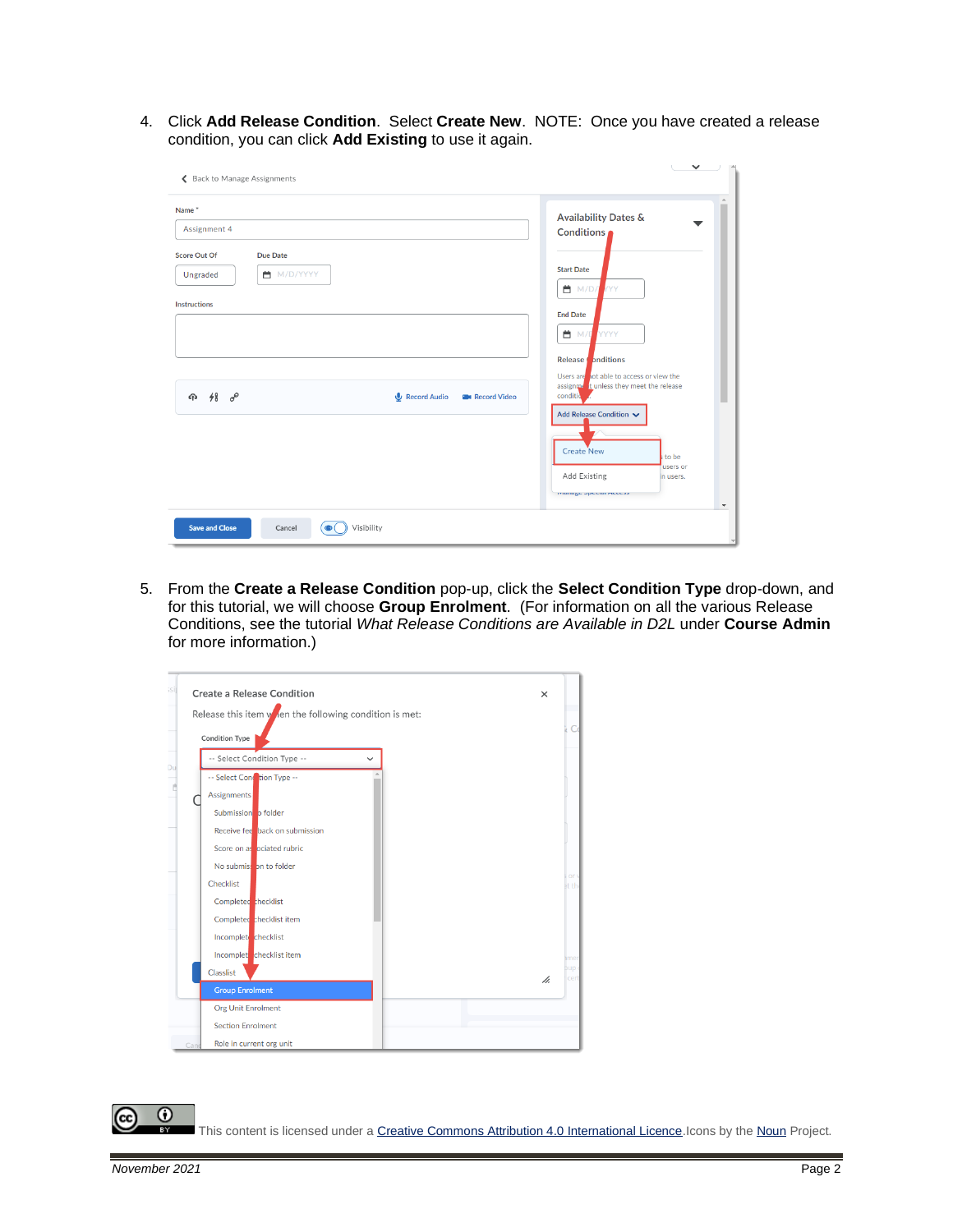4. Click **Add Release Condition**. Select **Create New**. NOTE: Once you have created a release condition, you can click **Add Existing** to use it again.

5. From the **Create a Release Condition** pop-up, click the **Select Condition Type** drop-down, and for this tutorial, we will choose **Group Enrolment**. (For information on all the various Release Conditions, see the tutorial *What Release Conditions are Available in D2L* under **Course Admin** for more information.)

This content is licensed under a Creative Commons Attribution 4.0 International Licence. Icons by the Noun Project.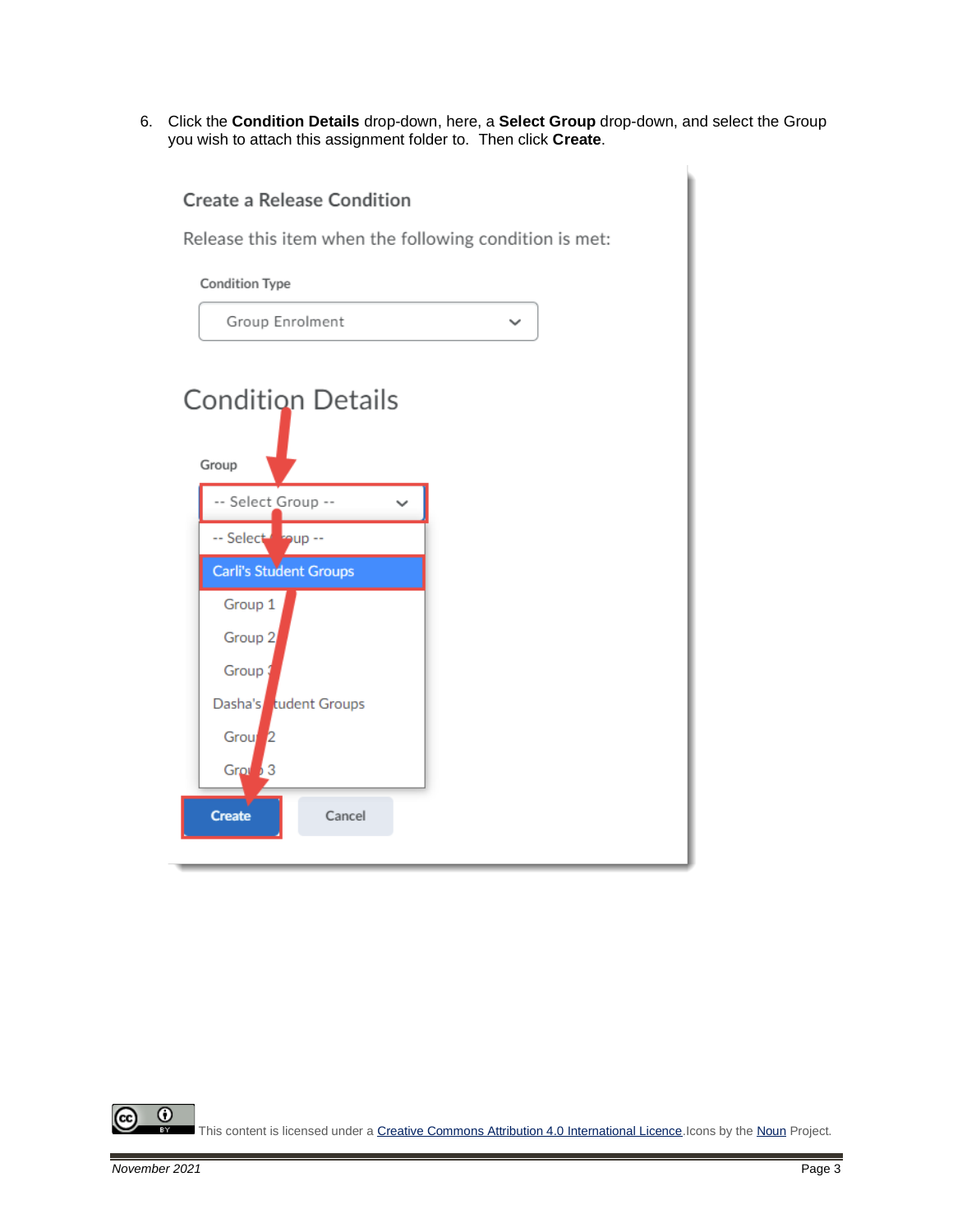6. Click the **Condition Details** drop-down, here, a **Select Group** drop-down, and select the Group you wish to attach this assignment folder to. Then click **Create**.

This content is licensed under a Creative Commons Attribution 4.0 International Licence. Icons by the Noun Project.

*November 2021*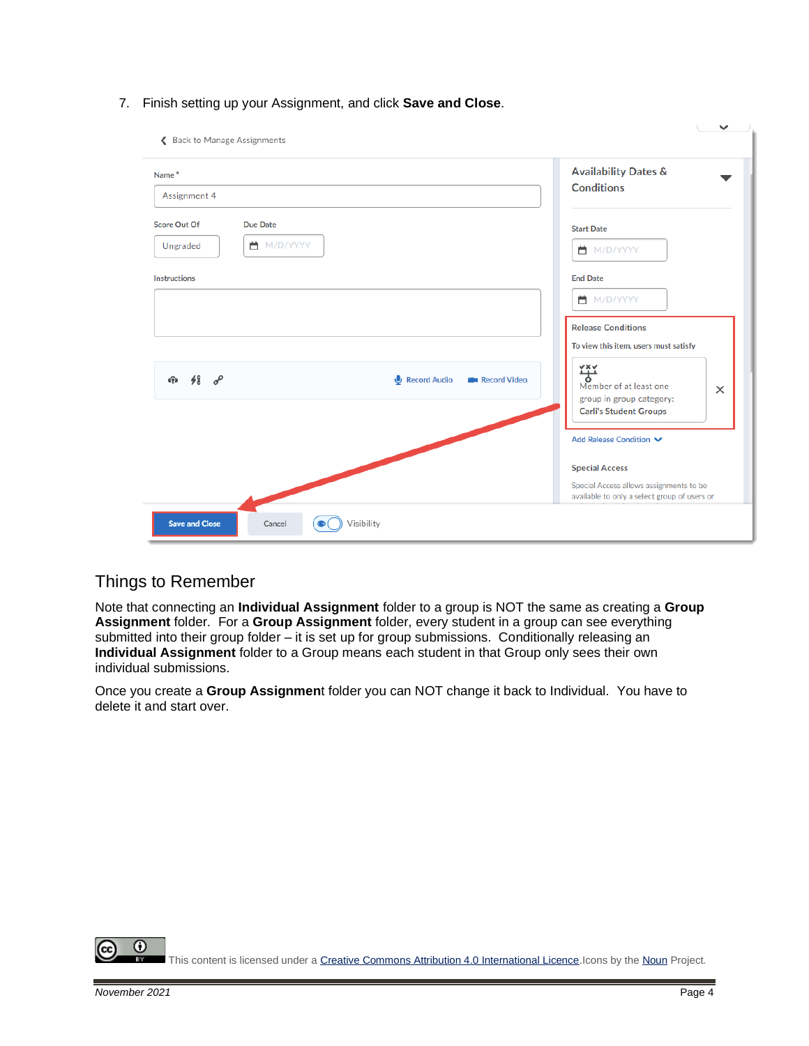7. Finish setting up your Assignment, and click **Save and Close**.

## Things to Remember

Note that connecting an **Individual Assignment** folder to a group is NOT the same as creating a **Group Assignment** folder. For a **Group Assignment** folder, every student in a group can see everything submitted into their group folder – it is set up for group submissions. Conditionally releasing an **Individual Assignment** folder to a Group means each student in that Group only sees their own individual submissions.

Once you create a **Group Assignmen**t folder you can NOT change it back to Individual. You have to delete it and start over.

This content is licensed under a Creative Commons Attribution 4.0 International Licence. Icons by the Noun Project.

*November 2021*